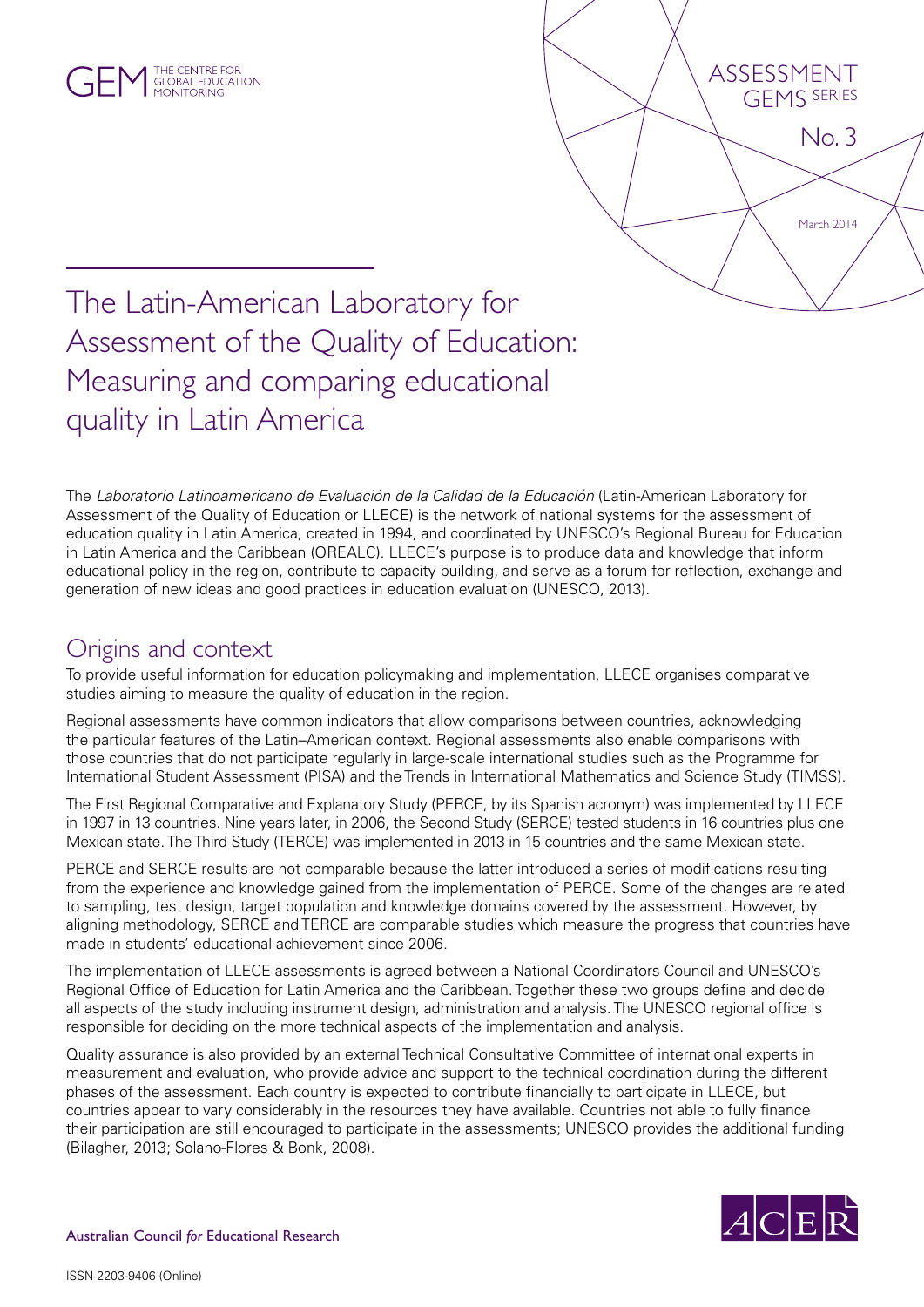GEM THE CENTRE FOR GLOBAL EDUCATION MONITORING

ASSESSMENT GEMS SERIES

No. 3

March 2014

# The Latin-American Laboratory for Assessment of the Quality of Education: Measuring and comparing educational quality in Latin America

The *Laboratorio Latinoamericano de Evaluación de la Calidad de la Educación* (Latin-American Laboratory for Assessment of the Quality of Education or LLECE) is the network of national systems for the assessment of education quality in Latin America, created in 1994, and coordinated by UNESCO's Regional Bureau for Education in Latin America and the Caribbean (OREALC). LLECE's purpose is to produce data and knowledge that inform educational policy in the region, contribute to capacity building, and serve as a forum for reflection, exchange and generation of new ideas and good practices in education evaluation (UNESCO, 2013).

## Origins and context

To provide useful information for education policymaking and implementation, LLECE organises comparative studies aiming to measure the quality of education in the region.

Regional assessments have common indicators that allow comparisons between countries, acknowledging the particular features of the Latin–American context. Regional assessments also enable comparisons with those countries that do not participate regularly in large-scale international studies such as the Programme for International Student Assessment (PISA) and the Trends in International Mathematics and Science Study (TIMSS).

The First Regional Comparative and Explanatory Study (PERCE, by its Spanish acronym) was implemented by LLECE in 1997 in 13 countries. Nine years later, in 2006, the Second Study (SERCE) tested students in 16 countries plus one Mexican state. The Third Study (TERCE) was implemented in 2013 in 15 countries and the same Mexican state.

PERCE and SERCE results are not comparable because the latter introduced a series of modifications resulting from the experience and knowledge gained from the implementation of PERCE. Some of the changes are related to sampling, test design, target population and knowledge domains covered by the assessment. However, by aligning methodology, SERCE and TERCE are comparable studies which measure the progress that countries have made in students' educational achievement since 2006.

The implementation of LLECE assessments is agreed between a National Coordinators Council and UNESCO's Regional Office of Education for Latin America and the Caribbean. Together these two groups define and decide all aspects of the study including instrument design, administration and analysis. The UNESCO regional office is responsible for deciding on the more technical aspects of the implementation and analysis.

Quality assurance is also provided by an external Technical Consultative Committee of international experts in measurement and evaluation, who provide advice and support to the technical coordination during the different phases of the assessment. Each country is expected to contribute financially to participate in LLECE, but countries appear to vary considerably in the resources they have available. Countries not able to fully finance their participation are still encouraged to participate in the assessments; UNESCO provides the additional funding (Bilagher, 2013; Solano-Flores & Bonk, 2008).

Australian Council *for* Educational Research

ISSN 2203-9406 (Online)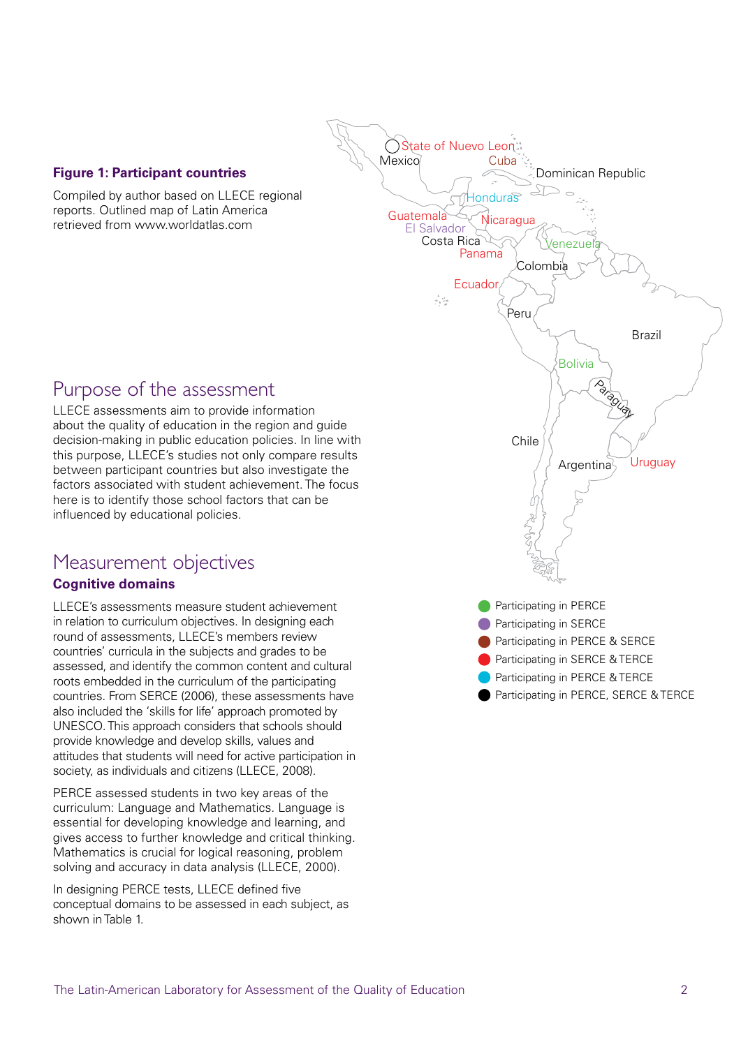**Figure 1: Participant countries**

Compiled by author based on LLECE regional reports. Outlined map of Latin America retrieved from www.worldatlas.com

State of Nuevo Leon
Mexico
Cuba
Dominican Republic
Honduras
Guatemala
El Salvador
Nicaragua
Costa Rica
Panama
Venezuela
Colombia
Ecuador
Peru
Brazil
Bolivia
Paraguay
Chile
Argentina
Uruguay

- Participating in PERCE
- Participating in SERCE
- Participating in PERCE & SERCE
- Participating in SERCE & TERCE
- Participating in PERCE & TERCE
- Participating in PERCE, SERCE & TERCE

## Purpose of the assessment

LLECE assessments aim to provide information about the quality of education in the region and guide decision-making in public education policies. In line with this purpose, LLECE's studies not only compare results between participant countries but also investigate the factors associated with student achievement. The focus here is to identify those school factors that can be influenced by educational policies.

## Measurement objectives

### Cognitive domains

LLECE's assessments measure student achievement in relation to curriculum objectives. In designing each round of assessments, LLECE's members review countries' curricula in the subjects and grades to be assessed, and identify the common content and cultural roots embedded in the curriculum of the participating countries. From SERCE (2006), these assessments have also included the 'skills for life' approach promoted by UNESCO. This approach considers that schools should provide knowledge and develop skills, values and attitudes that students will need for active participation in society, as individuals and citizens (LLECE, 2008).

PERCE assessed students in two key areas of the curriculum: Language and Mathematics. Language is essential for developing knowledge and learning, and gives access to further knowledge and critical thinking. Mathematics is crucial for logical reasoning, problem solving and accuracy in data analysis (LLECE, 2000).

In designing PERCE tests, LLECE defined five conceptual domains to be assessed in each subject, as shown in Table 1.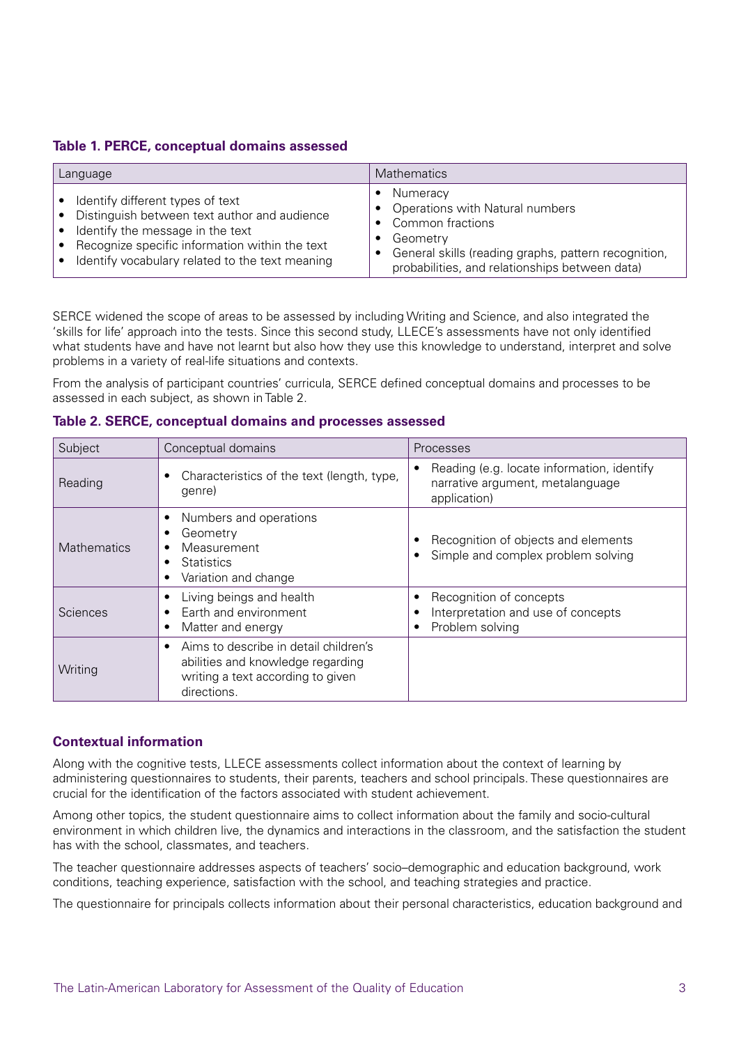**Table 1. PERCE, conceptual domains assessed**

| Language | Mathematics |
|---|---|
| • Identify different types of text<br>• Distinguish between text author and audience<br>• Identify the message in the text<br>• Recognize specific information within the text<br>• Identify vocabulary related to the text meaning | • Numeracy<br>• Operations with Natural numbers<br>• Common fractions<br>• Geometry<br>• General skills (reading graphs, pattern recognition, probabilities, and relationships between data) |

SERCE widened the scope of areas to be assessed by including Writing and Science, and also integrated the 'skills for life' approach into the tests. Since this second study, LLECE's assessments have not only identified what students have and have not learnt but also how they use this knowledge to understand, interpret and solve problems in a variety of real-life situations and contexts.

From the analysis of participant countries' curricula, SERCE defined conceptual domains and processes to be assessed in each subject, as shown in Table 2.

**Table 2. SERCE, conceptual domains and processes assessed**

| Subject | Conceptual domains | Processes |
|---|---|---|
| Reading | • Characteristics of the text (length, type, genre) | • Reading (e.g. locate information, identify narrative argument, metalanguage application) |
| Mathematics | • Numbers and operations<br>• Geometry<br>• Measurement<br>• Statistics<br>• Variation and change | • Recognition of objects and elements<br>• Simple and complex problem solving |
| Sciences | • Living beings and health<br>• Earth and environment<br>• Matter and energy | • Recognition of concepts<br>• Interpretation and use of concepts<br>• Problem solving |
| Writing | • Aims to describe in detail children's abilities and knowledge regarding writing a text according to given directions. | |

### Contextual information

Along with the cognitive tests, LLECE assessments collect information about the context of learning by administering questionnaires to students, their parents, teachers and school principals. These questionnaires are crucial for the identification of the factors associated with student achievement.

Among other topics, the student questionnaire aims to collect information about the family and socio-cultural environment in which children live, the dynamics and interactions in the classroom, and the satisfaction the student has with the school, classmates, and teachers.

The teacher questionnaire addresses aspects of teachers' socio–demographic and education background, work conditions, teaching experience, satisfaction with the school, and teaching strategies and practice.

The questionnaire for principals collects information about their personal characteristics, education background and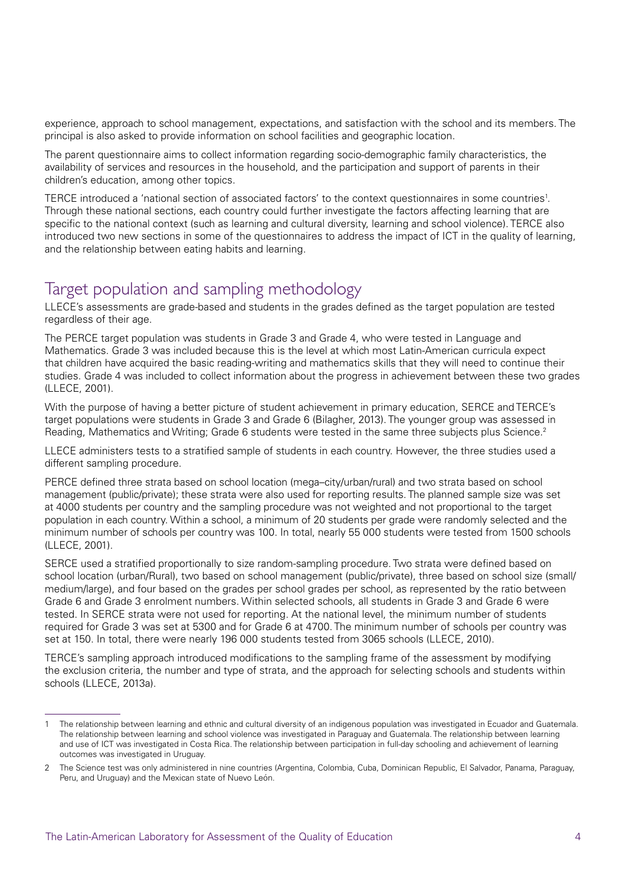experience, approach to school management, expectations, and satisfaction with the school and its members. The principal is also asked to provide information on school facilities and geographic location.

The parent questionnaire aims to collect information regarding socio-demographic family characteristics, the availability of services and resources in the household, and the participation and support of parents in their children's education, among other topics.

TERCE introduced a 'national section of associated factors' to the context questionnaires in some countries[1]. Through these national sections, each country could further investigate the factors affecting learning that are specific to the national context (such as learning and cultural diversity, learning and school violence). TERCE also introduced two new sections in some of the questionnaires to address the impact of ICT in the quality of learning, and the relationship between eating habits and learning.

## Target population and sampling methodology

LLECE's assessments are grade-based and students in the grades defined as the target population are tested regardless of their age.

The PERCE target population was students in Grade 3 and Grade 4, who were tested in Language and Mathematics. Grade 3 was included because this is the level at which most Latin-American curricula expect that children have acquired the basic reading-writing and mathematics skills that they will need to continue their studies. Grade 4 was included to collect information about the progress in achievement between these two grades (LLECE, 2001).

With the purpose of having a better picture of student achievement in primary education, SERCE and TERCE's target populations were students in Grade 3 and Grade 6 (Bilagher, 2013). The younger group was assessed in Reading, Mathematics and Writing; Grade 6 students were tested in the same three subjects plus Science.[2]

LLECE administers tests to a stratified sample of students in each country. However, the three studies used a different sampling procedure.

PERCE defined three strata based on school location (mega–city/urban/rural) and two strata based on school management (public/private); these strata were also used for reporting results. The planned sample size was set at 4000 students per country and the sampling procedure was not weighted and not proportional to the target population in each country. Within a school, a minimum of 20 students per grade were randomly selected and the minimum number of schools per country was 100. In total, nearly 55 000 students were tested from 1500 schools (LLECE, 2001).

SERCE used a stratified proportionally to size random-sampling procedure. Two strata were defined based on school location (urban/Rural), two based on school management (public/private), three based on school size (small/medium/large), and four based on the grades per school grades per school, as represented by the ratio between Grade 6 and Grade 3 enrolment numbers. Within selected schools, all students in Grade 3 and Grade 6 were tested. In SERCE strata were not used for reporting. At the national level, the minimum number of students required for Grade 3 was set at 5300 and for Grade 6 at 4700. The minimum number of schools per country was set at 150. In total, there were nearly 196 000 students tested from 3065 schools (LLECE, 2010).

TERCE's sampling approach introduced modifications to the sampling frame of the assessment by modifying the exclusion criteria, the number and type of strata, and the approach for selecting schools and students within schools (LLECE, 2013a).

---

1 The relationship between learning and ethnic and cultural diversity of an indigenous population was investigated in Ecuador and Guatemala. The relationship between learning and school violence was investigated in Paraguay and Guatemala. The relationship between learning and use of ICT was investigated in Costa Rica. The relationship between participation in full-day schooling and achievement of learning outcomes was investigated in Uruguay.

2 The Science test was only administered in nine countries (Argentina, Colombia, Cuba, Dominican Republic, El Salvador, Panama, Paraguay, Peru, and Uruguay) and the Mexican state of Nuevo León.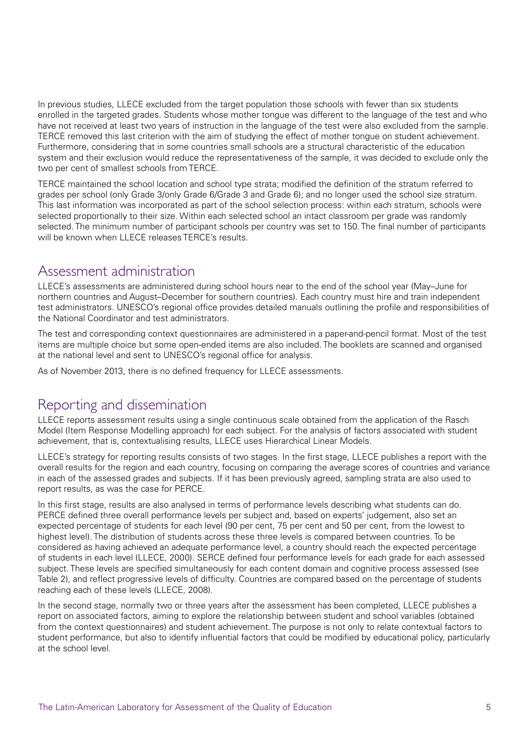In previous studies, LLECE excluded from the target population those schools with fewer than six students enrolled in the targeted grades. Students whose mother tongue was different to the language of the test and who have not received at least two years of instruction in the language of the test were also excluded from the sample. TERCE removed this last criterion with the aim of studying the effect of mother tongue on student achievement. Furthermore, considering that in some countries small schools are a structural characteristic of the education system and their exclusion would reduce the representativeness of the sample, it was decided to exclude only the two per cent of smallest schools from TERCE.

TERCE maintained the school location and school type strata; modified the definition of the stratum referred to grades per school (only Grade 3/only Grade 6/Grade 3 and Grade 6); and no longer used the school size stratum. This last information was incorporated as part of the school selection process: within each stratum, schools were selected proportionally to their size. Within each selected school an intact classroom per grade was randomly selected. The minimum number of participant schools per country was set to 150. The final number of participants will be known when LLECE releases TERCE's results.

## Assessment administration

LLECE's assessments are administered during school hours near to the end of the school year (May–June for northern countries and August–December for southern countries). Each country must hire and train independent test administrators. UNESCO's regional office provides detailed manuals outlining the profile and responsibilities of the National Coordinator and test administrators.

The test and corresponding context questionnaires are administered in a paper-and-pencil format. Most of the test items are multiple choice but some open-ended items are also included. The booklets are scanned and organised at the national level and sent to UNESCO's regional office for analysis.

As of November 2013, there is no defined frequency for LLECE assessments.

## Reporting and dissemination

LLECE reports assessment results using a single continuous scale obtained from the application of the Rasch Model (Item Response Modelling approach) for each subject. For the analysis of factors associated with student achievement, that is, contextualising results, LLECE uses Hierarchical Linear Models.

LLECE's strategy for reporting results consists of two stages. In the first stage, LLECE publishes a report with the overall results for the region and each country, focusing on comparing the average scores of countries and variance in each of the assessed grades and subjects. If it has been previously agreed, sampling strata are also used to report results, as was the case for PERCE.

In this first stage, results are also analysed in terms of performance levels describing what students can do. PERCE defined three overall performance levels per subject and, based on experts' judgement, also set an expected percentage of students for each level (90 per cent, 75 per cent and 50 per cent, from the lowest to highest level). The distribution of students across these three levels is compared between countries. To be considered as having achieved an adequate performance level, a country should reach the expected percentage of students in each level (LLECE, 2000). SERCE defined four performance levels for each grade for each assessed subject. These levels are specified simultaneously for each content domain and cognitive process assessed (see Table 2), and reflect progressive levels of difficulty. Countries are compared based on the percentage of students reaching each of these levels (LLECE, 2008).

In the second stage, normally two or three years after the assessment has been completed, LLECE publishes a report on associated factors, aiming to explore the relationship between student and school variables (obtained from the context questionnaires) and student achievement. The purpose is not only to relate contextual factors to student performance, but also to identify influential factors that could be modified by educational policy, particularly at the school level.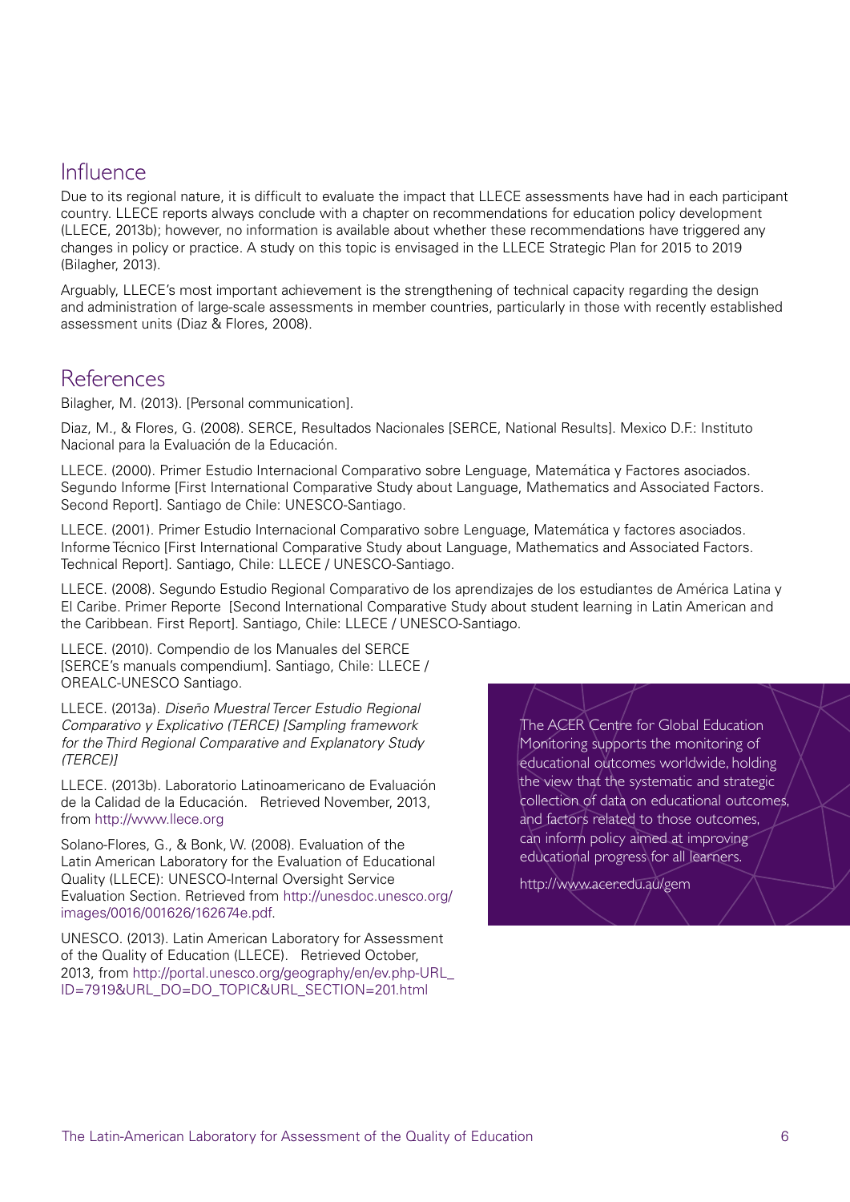## Influence

Due to its regional nature, it is difficult to evaluate the impact that LLECE assessments have had in each participant country. LLECE reports always conclude with a chapter on recommendations for education policy development (LLECE, 2013b); however, no information is available about whether these recommendations have triggered any changes in policy or practice. A study on this topic is envisaged in the LLECE Strategic Plan for 2015 to 2019 (Bilagher, 2013).

Arguably, LLECE's most important achievement is the strengthening of technical capacity regarding the design and administration of large-scale assessments in member countries, particularly in those with recently established assessment units (Diaz & Flores, 2008).

## References

Bilagher, M. (2013). [Personal communication].

Diaz, M., & Flores, G. (2008). SERCE, Resultados Nacionales [SERCE, National Results]. Mexico D.F.: Instituto Nacional para la Evaluación de la Educación.

LLECE. (2000). Primer Estudio Internacional Comparativo sobre Lenguage, Matemática y Factores asociados. Segundo Informe [First International Comparative Study about Language, Mathematics and Associated Factors. Second Report]. Santiago de Chile: UNESCO-Santiago.

LLECE. (2001). Primer Estudio Internacional Comparativo sobre Lenguage, Matemática y factores asociados. Informe Técnico [First International Comparative Study about Language, Mathematics and Associated Factors. Technical Report]. Santiago, Chile: LLECE / UNESCO-Santiago.

LLECE. (2008). Segundo Estudio Regional Comparativo de los aprendizajes de los estudiantes de América Latina y El Caribe. Primer Reporte [Second International Comparative Study about student learning in Latin American and the Caribbean. First Report]. Santiago, Chile: LLECE / UNESCO-Santiago.

LLECE. (2010). Compendio de los Manuales del SERCE [SERCE's manuals compendium]. Santiago, Chile: LLECE / OREALC-UNESCO Santiago.

LLECE. (2013a). *Diseño Muestral Tercer Estudio Regional Comparativo y Explicativo (TERCE) [Sampling framework for the Third Regional Comparative and Explanatory Study (TERCE)]*

LLECE. (2013b). Laboratorio Latinoamericano de Evaluación de la Calidad de la Educación. Retrieved November, 2013, from http://www.llece.org

Solano-Flores, G., & Bonk, W. (2008). Evaluation of the Latin American Laboratory for the Evaluation of Educational Quality (LLECE): UNESCO-Internal Oversight Service Evaluation Section. Retrieved from http://unesdoc.unesco.org/images/0016/001626/162674e.pdf.

UNESCO. (2013). Latin American Laboratory for Assessment of the Quality of Education (LLECE). Retrieved October, 2013, from http://portal.unesco.org/geography/en/ev.php-URL_ID=7919&URL_DO=DO_TOPIC&URL_SECTION=201.html

The ACER Centre for Global Education Monitoring supports the monitoring of educational outcomes worldwide, holding the view that the systematic and strategic collection of data on educational outcomes, and factors related to those outcomes, can inform policy aimed at improving educational progress for all learners.

http://www.acer.edu.au/gem